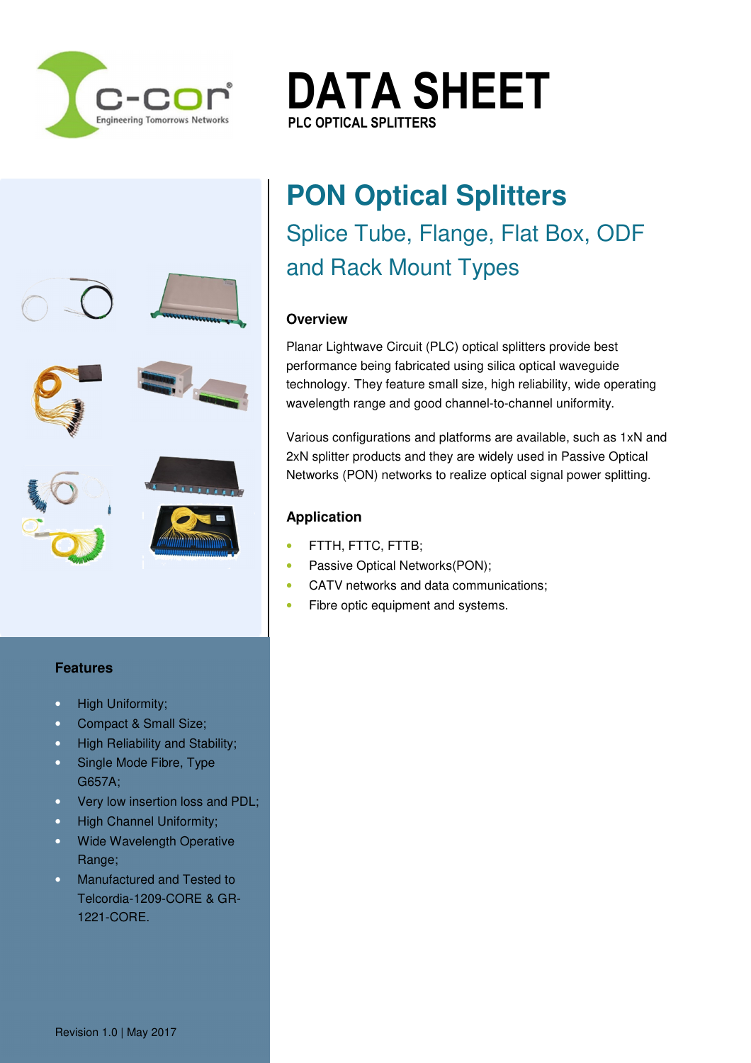# DATA SHEET

PLC OPTICAL SPLITTERS

## PON Optical Splitters

### Splice Tube, Flange, Flat Box, ODF and Rack Mount Types

#### Overview

Planar Lightwave Circuit (PLC) optical splitters provide best performance being fabricated using silica optical waveguide technology. They feature small size, high reliability, wide operating wavelength range and good channel-to-channel uniformity.

Various configurations and platforms are available, such as 1xN and 2xN splitter products and they are widely used in Passive Optical Networks (PON) networks to realize optical signal power splitting.

#### Application

- FTTH, FTTC, FTTB;
- Passive Optical Networks(PON);
- CATV networks and data communications;
- Fibre optic equipment and systems.

#### Features

- High Uniformity;
- Compact & Small Size;
- High Reliability and Stability;
- Single Mode Fibre, Type G657A;
- Very low insertion loss and PDL;
- High Channel Uniformity;
- Wide Wavelength Operative Range;
- Manufactured and Tested to Telcordia-1209-CORE & GR-1221-CORE.

Revision 1.0 | May 2017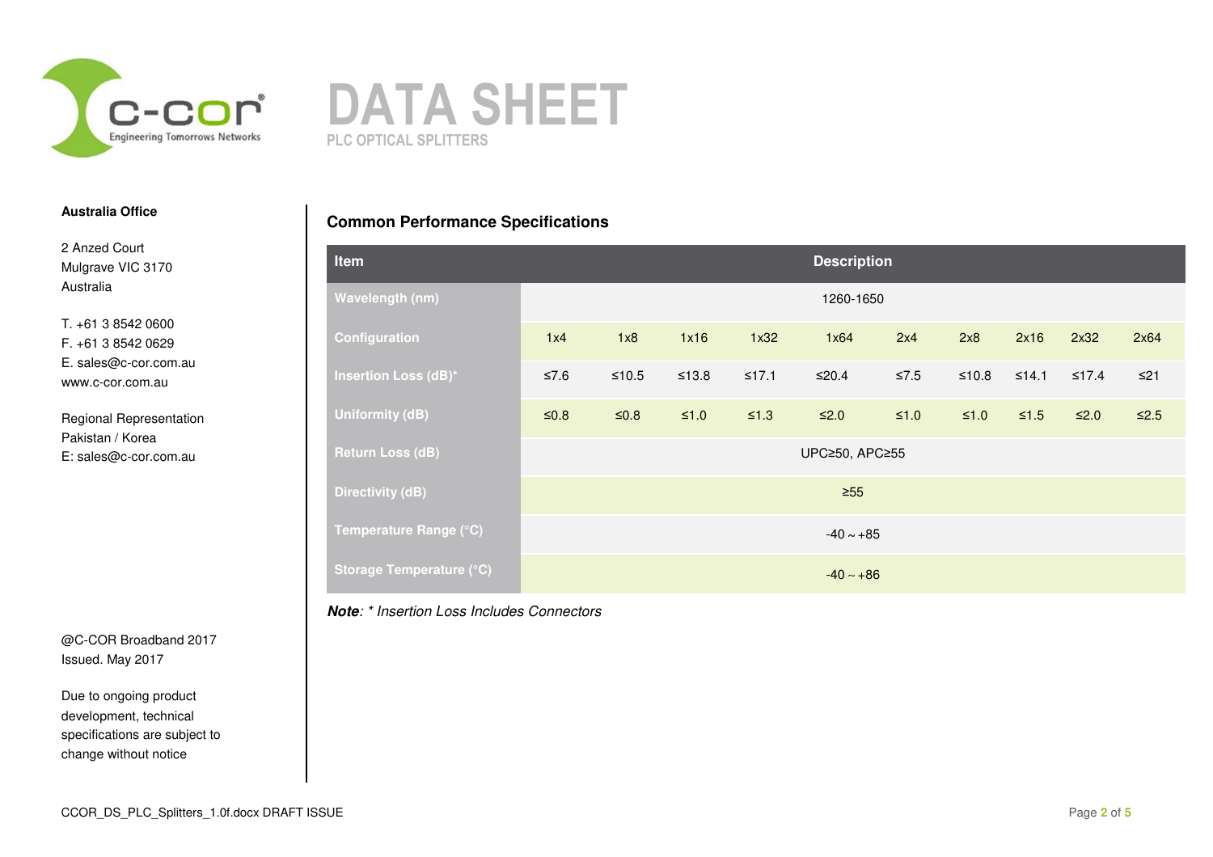# DATA SHEET

PLC OPTICAL SPLITTERS

**Australia Office**

2 Anzed Court
Mulgrave VIC 3170
Australia

T. +61 3 8542 0600
F. +61 3 8542 0629
E. sales@c-cor.com.au
www.c-cor.com.au

Regional Representation
Pakistan / Korea
E: sales@c-cor.com.au

@C-COR Broadband 2017
Issued. May 2017

Due to ongoing product development, technical specifications are subject to change without notice

## Common Performance Specifications

| Item | Description | | | | | | | | | |
|---|---|---|---|---|---|---|---|---|---|---|
| Wavelength (nm) | 1260-1650 | | | | | | | | | |
| Configuration | 1x4 | 1x8 | 1x16 | 1x32 | 1x64 | 2x4 | 2x8 | 2x16 | 2x32 | 2x64 |
| Insertion Loss (dB)* | ≤7.6 | ≤10.5 | ≤13.8 | ≤17.1 | ≤20.4 | ≤7.5 | ≤10.8 | ≤14.1 | ≤17.4 | ≤21 |
| Uniformity (dB) | ≤0.8 | ≤0.8 | ≤1.0 | ≤1.3 | ≤2.0 | ≤1.0 | ≤1.0 | ≤1.5 | ≤2.0 | ≤2.5 |
| Return Loss (dB) | UPC≥50, APC≥55 | | | | | | | | | |
| Directivity (dB) | ≥55 | | | | | | | | | |
| Temperature Range (°C) | -40 ~ +85 | | | | | | | | | |
| Storage Temperature (°C) | -40 ~ +86 | | | | | | | | | |

***Note**: * Insertion Loss Includes Connectors*

CCOR_DS_PLC_Splitters_1.0f.docx DRAFT ISSUE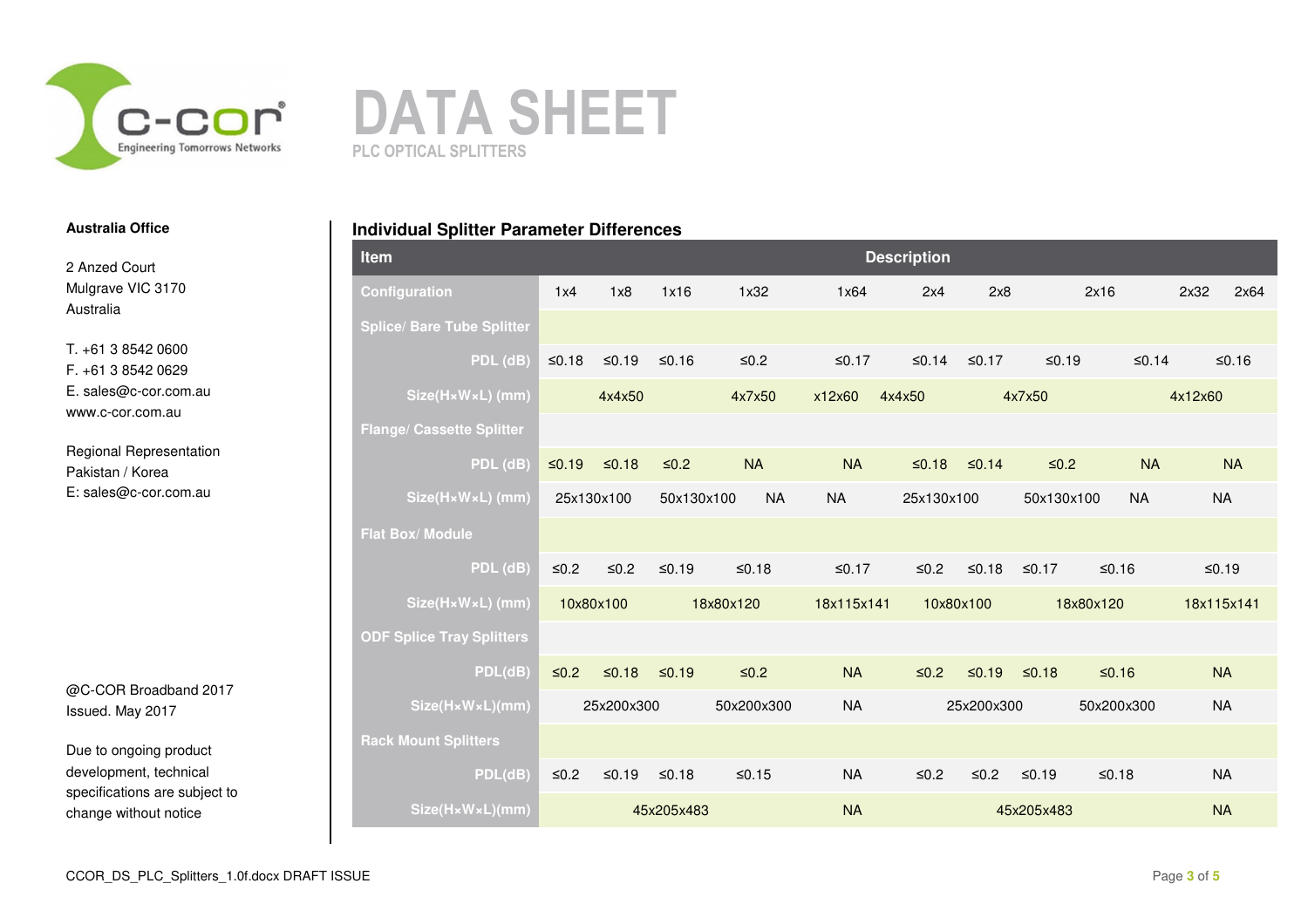**Australia Office**

2 Anzed Court
Mulgrave VIC 3170
Australia

T. +61 3 8542 0600
F. +61 3 8542 0629
E. sales@c-cor.com.au
www.c-cor.com.au

Regional Representation
Pakistan / Korea
E: sales@c-cor.com.au

@C-COR Broadband 2017
Issued. May 2017

Due to ongoing product development, technical specifications are subject to change without notice

# DATA SHEET

PLC OPTICAL SPLITTERS

## Individual Splitter Parameter Differences

| Item | Description | | | | | | | | | |
|---|---|---|---|---|---|---|---|---|---|---|
| Configuration | 1x4 | 1x8 | 1x16 | 1x32 | 1x64 | 2x4 | 2x8 | 2x16 | 2x32 | 2x64 |
| **Splice/ Bare Tube Splitter** | | | | | | | | | | |
| PDL (dB) | ≤0.18 | ≤0.19 | ≤0.16 | ≤0.2 | ≤0.17 | ≤0.14 | ≤0.17 | ≤0.19 | ≤0.14 | ≤0.16 |
| Size(H×W×L) (mm) | | 4x4x50 | | 4x7x50 | x12x60 | 4x4x50 | 4x7x50 | | 4x12x60 | |
| **Flange/ Cassette Splitter** | | | | | | | | | | |
| PDL (dB) | ≤0.19 | ≤0.18 | ≤0.2 | NA | NA | ≤0.18 | ≤0.14 | ≤0.2 | NA | NA |
| Size(H×W×L) (mm) | 25x130x100 | | 50x130x100 | NA | NA | 25x130x100 | | 50x130x100 | NA | NA |
| **Flat Box/ Module** | | | | | | | | | | |
| PDL (dB) | ≤0.2 | ≤0.2 | ≤0.19 | ≤0.18 | ≤0.17 | ≤0.2 | ≤0.18 | ≤0.17 | ≤0.16 | ≤0.19 |
| Size(H×W×L) (mm) | 10x80x100 | | 18x80x120 | | 18x115x141 | 10x80x100 | | 18x80x120 | | 18x115x141 |
| **ODF Splice Tray Splitters** | | | | | | | | | | |
| PDL(dB) | ≤0.2 | ≤0.18 | ≤0.19 | ≤0.2 | NA | ≤0.2 | ≤0.19 | ≤0.18 | ≤0.16 | NA |
| Size(H×W×L)(mm) | | 25x200x300 | | 50x200x300 | NA | | 25x200x300 | | 50x200x300 | NA |
| **Rack Mount Splitters** | | | | | | | | | | |
| PDL(dB) | ≤0.2 | ≤0.19 | ≤0.18 | ≤0.15 | NA | ≤0.2 | ≤0.2 | ≤0.19 | ≤0.18 | NA |
| Size(H×W×L)(mm) | | 45x205x483 | | | NA | | 45x205x483 | | | NA |

CCOR_DS_PLC_Splitters_1.0f.docx DRAFT ISSUE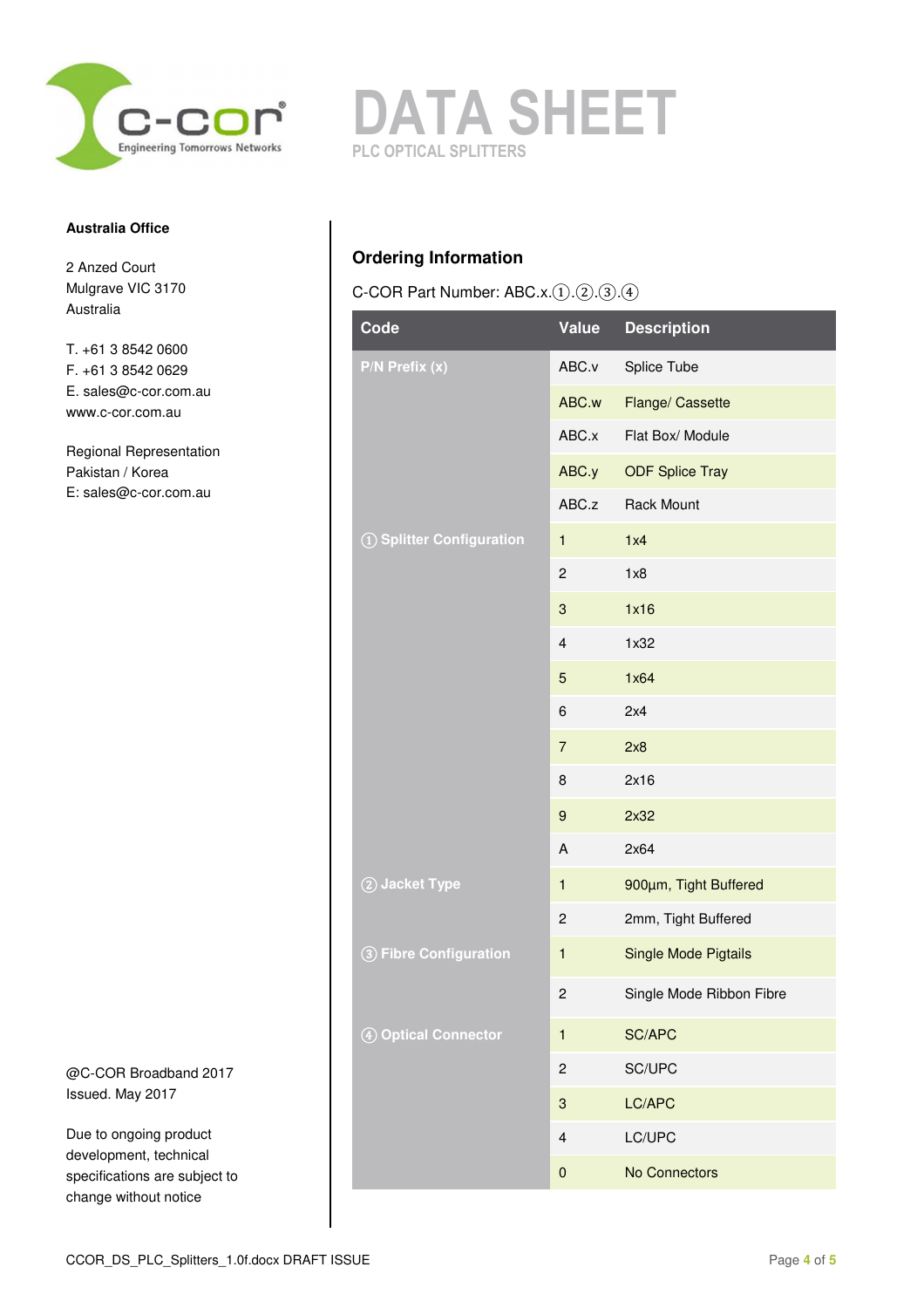# DATA SHEET

PLC OPTICAL SPLITTERS

**Australia Office**

2 Anzed Court
Mulgrave VIC 3170
Australia

T. +61 3 8542 0600
F. +61 3 8542 0629
E. sales@c-cor.com.au
www.c-cor.com.au

Regional Representation
Pakistan / Korea
E: sales@c-cor.com.au

## Ordering Information

C-COR Part Number: ABC.x.①.②.③.④

| Code | Value | Description |
| --- | --- | --- |
| P/N Prefix (x) | ABC.v | Splice Tube |
| | ABC.w | Flange/ Cassette |
| | ABC.x | Flat Box/ Module |
| | ABC.y | ODF Splice Tray |
| | ABC.z | Rack Mount |
| ① Splitter Configuration | 1 | 1x4 |
| | 2 | 1x8 |
| | 3 | 1x16 |
| | 4 | 1x32 |
| | 5 | 1x64 |
| | 6 | 2x4 |
| | 7 | 2x8 |
| | 8 | 2x16 |
| | 9 | 2x32 |
| | A | 2x64 |
| ② Jacket Type | 1 | 900µm, Tight Buffered |
| | 2 | 2mm, Tight Buffered |
| ③ Fibre Configuration | 1 | Single Mode Pigtails |
| | 2 | Single Mode Ribbon Fibre |
| ④ Optical Connector | 1 | SC/APC |
| | 2 | SC/UPC |
| | 3 | LC/APC |
| | 4 | LC/UPC |
| | 0 | No Connectors |

@C-COR Broadband 2017
Issued. May 2017

Due to ongoing product development, technical specifications are subject to change without notice

CCOR_DS_PLC_Splitters_1.0f.docx DRAFT ISSUE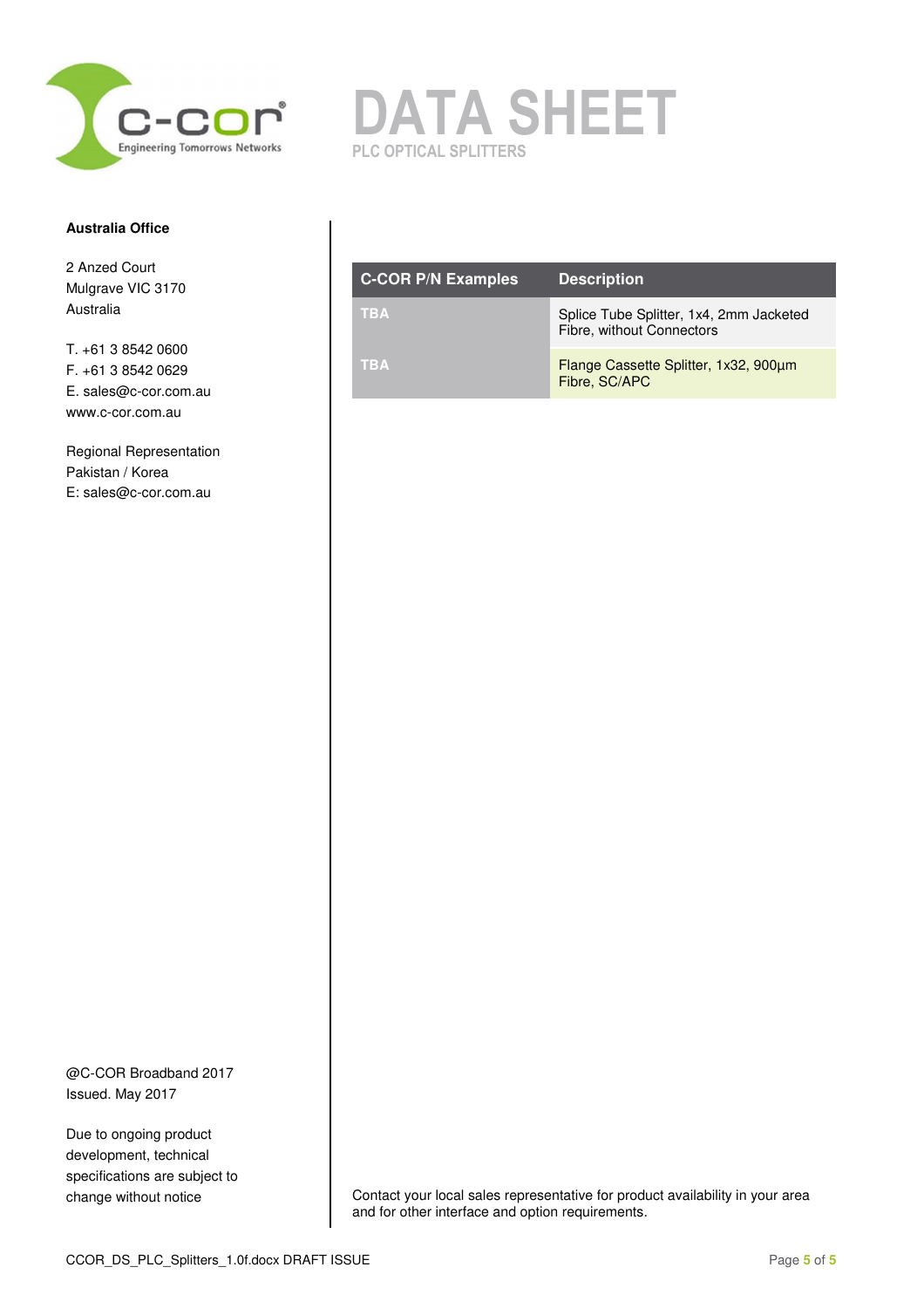# DATA SHEET

PLC OPTICAL SPLITTERS

**Australia Office**

2 Anzed Court
Mulgrave VIC 3170
Australia

T. +61 3 8542 0600
F. +61 3 8542 0629
E. sales@c-cor.com.au
www.c-cor.com.au

Regional Representation
Pakistan / Korea
E: sales@c-cor.com.au

| C-COR P/N Examples | Description |
|---|---|
| TBA | Splice Tube Splitter, 1x4, 2mm Jacketed Fibre, without Connectors |
| TBA | Flange Cassette Splitter, 1x32, 900µm Fibre, SC/APC |

@C-COR Broadband 2017
Issued. May 2017

Due to ongoing product development, technical specifications are subject to change without notice

Contact your local sales representative for product availability in your area and for other interface and option requirements.

CCOR_DS_PLC_Splitters_1.0f.docx DRAFT ISSUE